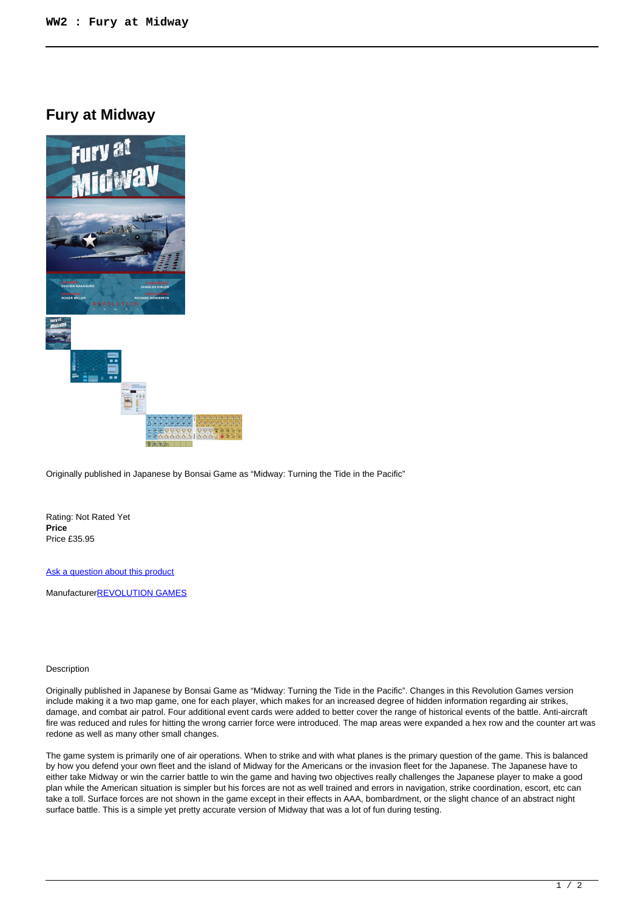# Fury at Midway

Originally published in Japanese by Bonsai Game as “Midway: Turning the Tide in the Pacific”

Rating: Not Rated Yet
**Price**
Price £35.95

[Ask a question about this product]

Manufacturer[REVOLUTION GAMES]

Description

Originally published in Japanese by Bonsai Game as “Midway: Turning the Tide in the Pacific”. Changes in this Revolution Games version include making it a two map game, one for each player, which makes for an increased degree of hidden information regarding air strikes, damage, and combat air patrol. Four additional event cards were added to better cover the range of historical events of the battle. Anti-aircraft fire was reduced and rules for hitting the wrong carrier force were introduced. The map areas were expanded a hex row and the counter art was redone as well as many other small changes.

The game system is primarily one of air operations. When to strike and with what planes is the primary question of the game. This is balanced by how you defend your own fleet and the island of Midway for the Americans or the invasion fleet for the Japanese. The Japanese have to either take Midway or win the carrier battle to win the game and having two objectives really challenges the Japanese player to make a good plan while the American situation is simpler but his forces are not as well trained and errors in navigation, strike coordination, escort, etc can take a toll. Surface forces are not shown in the game except in their effects in AAA, bombardment, or the slight chance of an abstract night surface battle. This is a simple yet pretty accurate version of Midway that was a lot of fun during testing.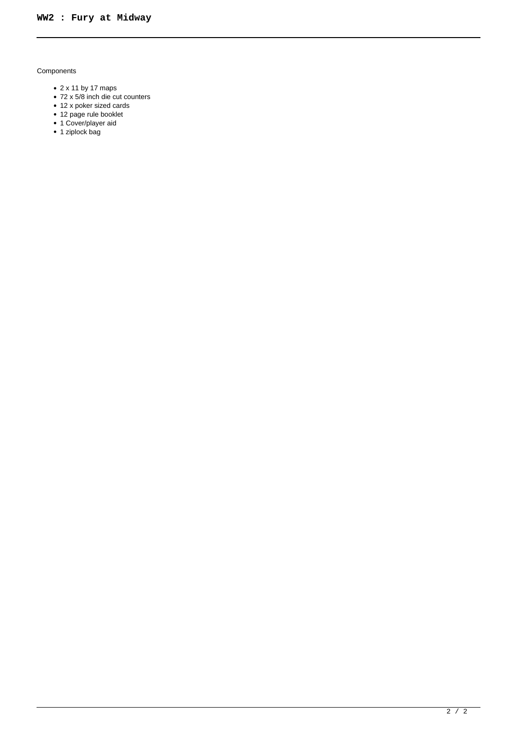Components

- 2 x 11 by 17 maps
- 72 x 5/8 inch die cut counters
- 12 x poker sized cards
- 12 page rule booklet
- 1 Cover/player aid
- 1 ziplock bag